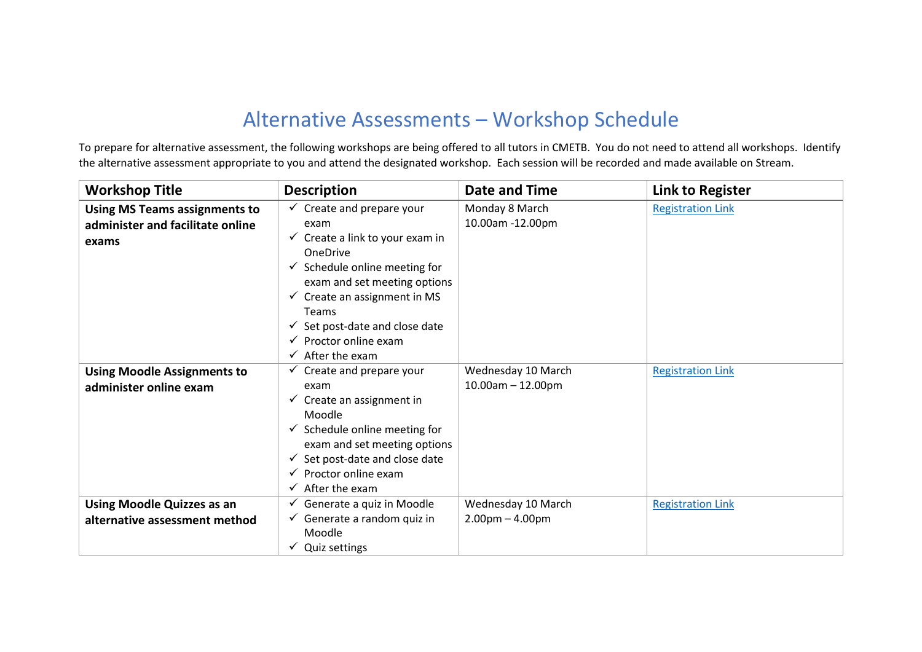# Alternative Assessments – Workshop Schedule

To prepare for alternative assessment, the following workshops are being offered to all tutors in CMETB. You do not need to attend all workshops. Identify the alternative assessment appropriate to you and attend the designated workshop. Each session will be recorded and made available on Stream.

| Workshop Title | Description | Date and Time | Link to Register |
|---|---|---|---|
| **Using MS Teams assignments to administer and facilitate online exams** | ✓ Create and prepare your exam<br>✓ Create a link to your exam in OneDrive<br>✓ Schedule online meeting for exam and set meeting options<br>✓ Create an assignment in MS Teams<br>✓ Set post-date and close date<br>✓ Proctor online exam<br>✓ After the exam | Monday 8 March<br>10.00am -12.00pm | Registration Link |
| **Using Moodle Assignments to administer online exam** | ✓ Create and prepare your exam<br>✓ Create an assignment in Moodle<br>✓ Schedule online meeting for exam and set meeting options<br>✓ Set post-date and close date<br>✓ Proctor online exam<br>✓ After the exam | Wednesday 10 March<br>10.00am – 12.00pm | Registration Link |
| **Using Moodle Quizzes as an alternative assessment method** | ✓ Generate a quiz in Moodle<br>✓ Generate a random quiz in Moodle<br>✓ Quiz settings | Wednesday 10 March<br>2.00pm – 4.00pm | Registration Link |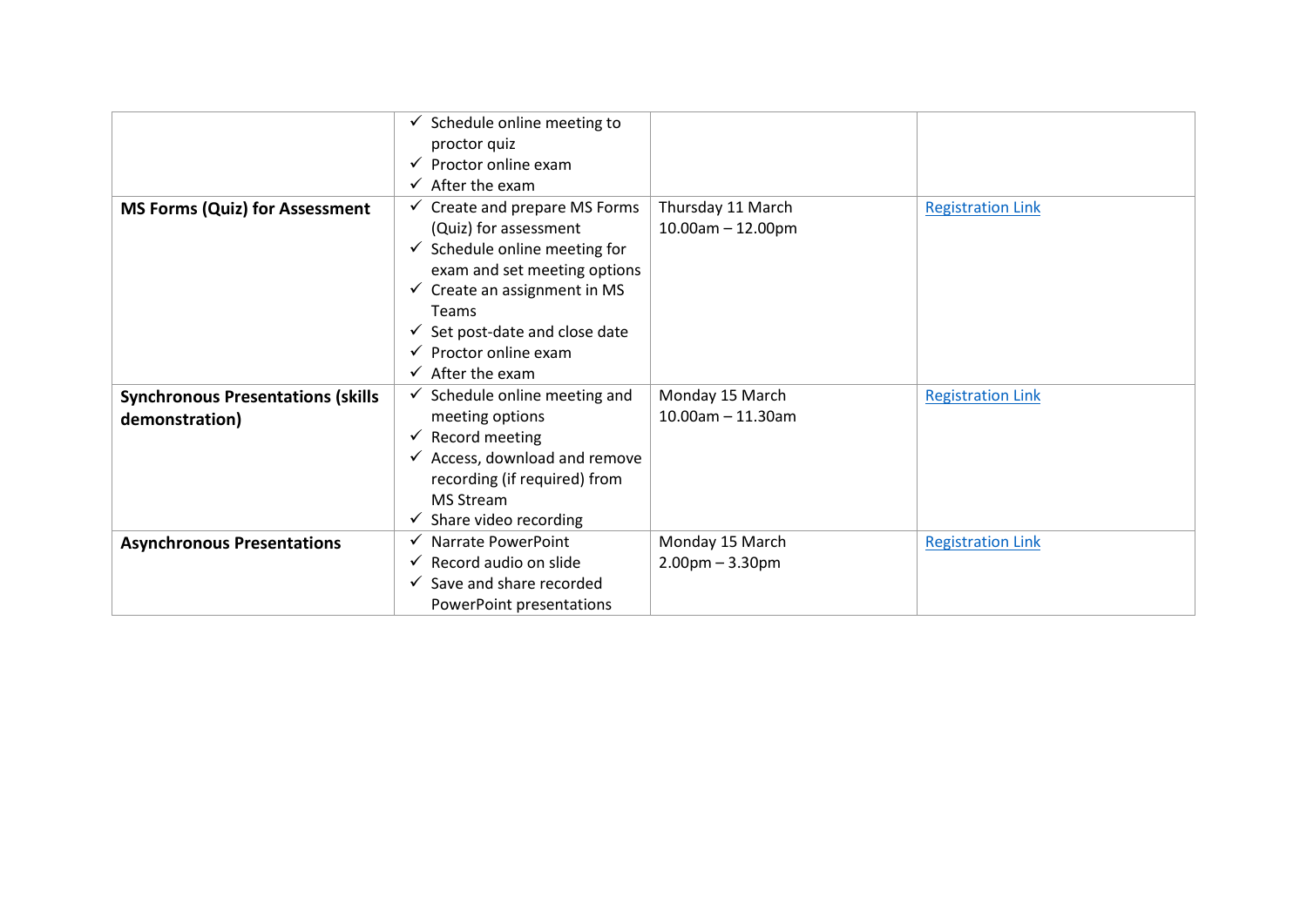| | | | |
|---|---|---|---|
| | ✓ Schedule online meeting to proctor quiz<br>✓ Proctor online exam<br>✓ After the exam | | |
| **MS Forms (Quiz) for Assessment** | ✓ Create and prepare MS Forms (Quiz) for assessment<br>✓ Schedule online meeting for exam and set meeting options<br>✓ Create an assignment in MS Teams<br>✓ Set post-date and close date<br>✓ Proctor online exam<br>✓ After the exam | Thursday 11 March<br>10.00am – 12.00pm | Registration Link |
| **Synchronous Presentations (skills demonstration)** | ✓ Schedule online meeting and meeting options<br>✓ Record meeting<br>✓ Access, download and remove recording (if required) from MS Stream<br>✓ Share video recording | Monday 15 March<br>10.00am – 11.30am | Registration Link |
| **Asynchronous Presentations** | ✓ Narrate PowerPoint<br>✓ Record audio on slide<br>✓ Save and share recorded PowerPoint presentations | Monday 15 March<br>2.00pm – 3.30pm | Registration Link |